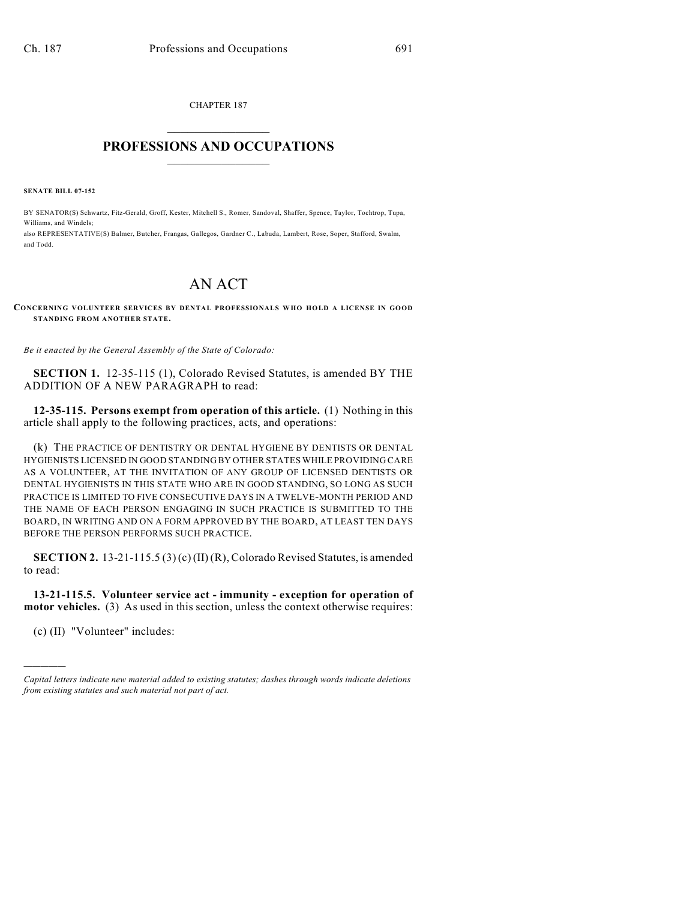CHAPTER 187

# PROFESSIONS AND OCCUPATIONS

**SENATE BILL 07-152**

BY SENATOR(S) Schwartz, Fitz-Gerald, Groff, Kester, Mitchell S., Romer, Sandoval, Shaffer, Spence, Taylor, Tochtrop, Tupa, Williams, and Windels;
also REPRESENTATIVE(S) Balmer, Butcher, Frangas, Gallegos, Gardner C., Labuda, Lambert, Rose, Soper, Stafford, Swalm, and Todd.

# AN ACT

**CONCERNING VOLUNTEER SERVICES BY DENTAL PROFESSIONALS WHO HOLD A LICENSE IN GOOD STANDING FROM ANOTHER STATE.**

*Be it enacted by the General Assembly of the State of Colorado:*

**SECTION 1.** 12-35-115 (1), Colorado Revised Statutes, is amended BY THE ADDITION OF A NEW PARAGRAPH to read:

**12-35-115. Persons exempt from operation of this article.** (1) Nothing in this article shall apply to the following practices, acts, and operations:

(k) THE PRACTICE OF DENTISTRY OR DENTAL HYGIENE BY DENTISTS OR DENTAL HYGIENISTS LICENSED IN GOOD STANDING BY OTHER STATES WHILE PROVIDING CARE AS A VOLUNTEER, AT THE INVITATION OF ANY GROUP OF LICENSED DENTISTS OR DENTAL HYGIENISTS IN THIS STATE WHO ARE IN GOOD STANDING, SO LONG AS SUCH PRACTICE IS LIMITED TO FIVE CONSECUTIVE DAYS IN A TWELVE-MONTH PERIOD AND THE NAME OF EACH PERSON ENGAGING IN SUCH PRACTICE IS SUBMITTED TO THE BOARD, IN WRITING AND ON A FORM APPROVED BY THE BOARD, AT LEAST TEN DAYS BEFORE THE PERSON PERFORMS SUCH PRACTICE.

**SECTION 2.** 13-21-115.5 (3) (c) (II) (R), Colorado Revised Statutes, is amended to read:

**13-21-115.5. Volunteer service act - immunity - exception for operation of motor vehicles.** (3) As used in this section, unless the context otherwise requires:

(c) (II) "Volunteer" includes:

*Capital letters indicate new material added to existing statutes; dashes through words indicate deletions from existing statutes and such material not part of act.*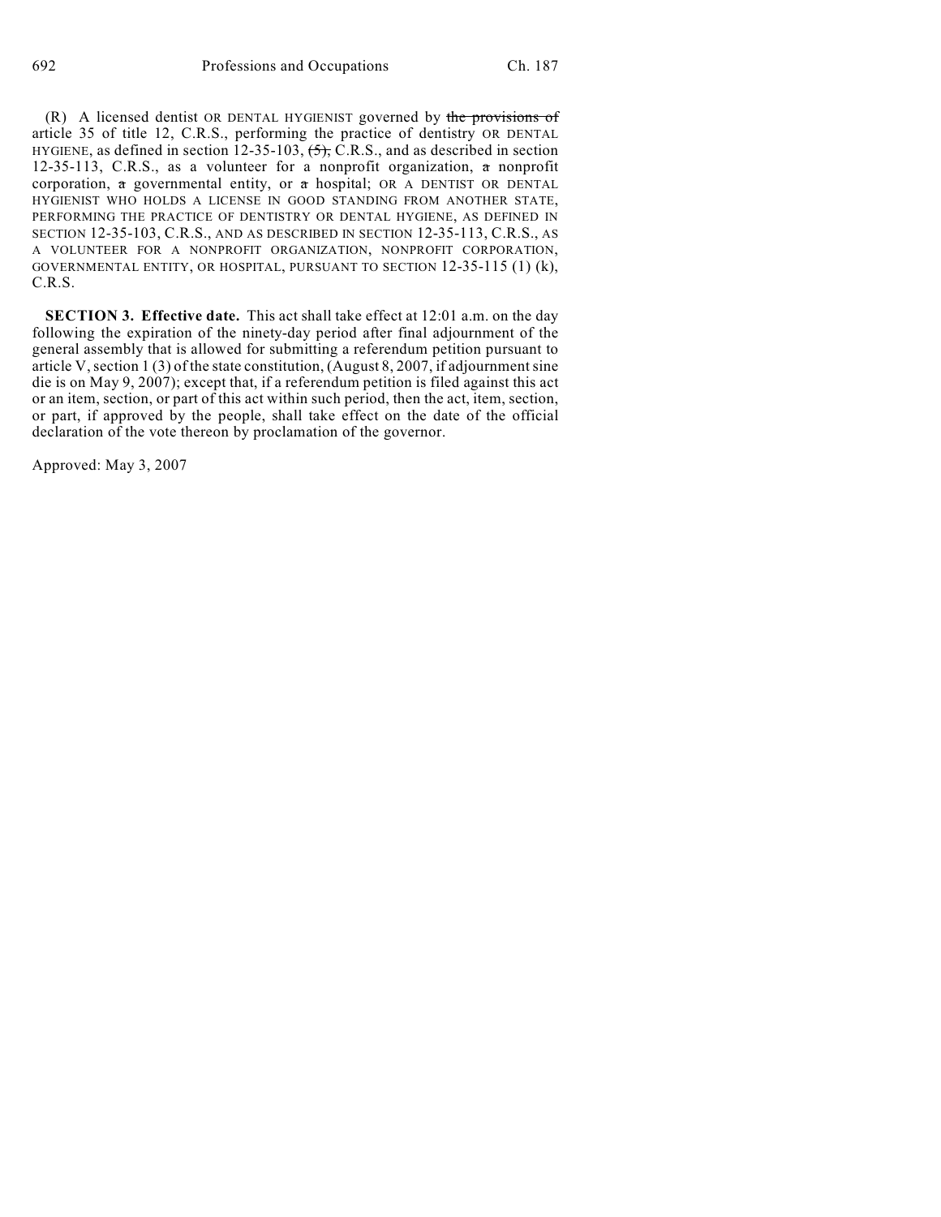(R) A licensed dentist OR DENTAL HYGIENIST governed by ~~the provisions of~~ article 35 of title 12, C.R.S., performing the practice of dentistry OR DENTAL HYGIENE, as defined in section 12-35-103, ~~(5),~~ C.R.S., and as described in section 12-35-113, C.R.S., as a volunteer for a nonprofit organization, ~~a~~ nonprofit corporation, ~~a~~ governmental entity, or ~~a~~ hospital; OR A DENTIST OR DENTAL HYGIENIST WHO HOLDS A LICENSE IN GOOD STANDING FROM ANOTHER STATE, PERFORMING THE PRACTICE OF DENTISTRY OR DENTAL HYGIENE, AS DEFINED IN SECTION 12-35-103, C.R.S., AND AS DESCRIBED IN SECTION 12-35-113, C.R.S., AS A VOLUNTEER FOR A NONPROFIT ORGANIZATION, NONPROFIT CORPORATION, GOVERNMENTAL ENTITY, OR HOSPITAL, PURSUANT TO SECTION 12-35-115 (1) (k), C.R.S.

**SECTION 3. Effective date.** This act shall take effect at 12:01 a.m. on the day following the expiration of the ninety-day period after final adjournment of the general assembly that is allowed for submitting a referendum petition pursuant to article V, section 1 (3) of the state constitution, (August 8, 2007, if adjournment sine die is on May 9, 2007); except that, if a referendum petition is filed against this act or an item, section, or part of this act within such period, then the act, item, section, or part, if approved by the people, shall take effect on the date of the official declaration of the vote thereon by proclamation of the governor.

Approved: May 3, 2007